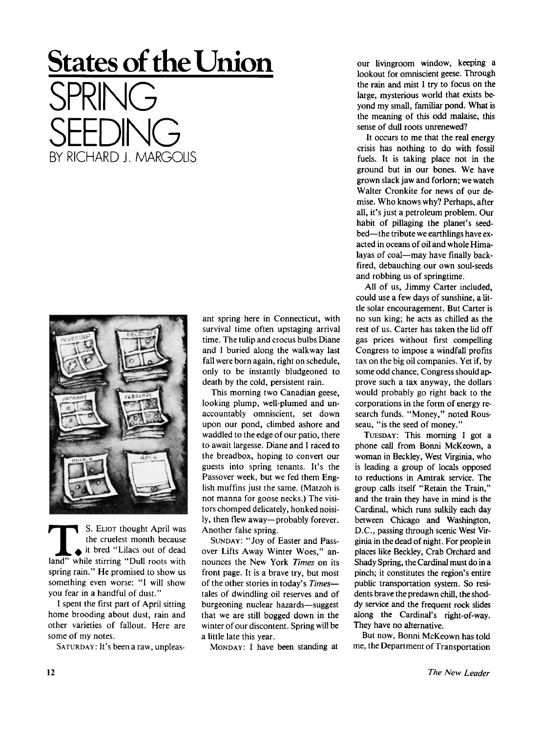# States of the Union

# SPRING SEEDING

BY RICHARD J. MARGOLIS

T. S. ELIOT thought April was the cruelest month because it bred "Lilacs out of dead land" while stirring "Dull roots with spring rain." He promised to show us something even worse: "I will show you fear in a handful of dust."

I spent the first part of April sitting home brooding about dust, rain and other varieties of fallout. Here are some of my notes.

SATURDAY: It's been a raw, unpleasant spring here in Connecticut, with survival time often upstaging arrival time. The tulip and crocus bulbs Diane and I buried along the walkway last fall were born again, right on schedule, only to be instantly bludgeoned to death by the cold, persistent rain.

This morning two Canadian geese, looking plump, well-plumed and unaccountably omniscient, set down upon our pond, climbed ashore and waddled to the edge of our patio, there to await largesse. Diane and I raced to the breadbox, hoping to convert our guests into spring tenants. It's the Passover week, but we fed them English muffins just the same. (Matzoh is not manna for goose necks.) The visitors chomped delicately, honked noisily, then flew away—probably forever. Another false spring.

SUNDAY: "Joy of Easter and Passover Lifts Away Winter Woes," announces the New York *Times* on its front page. It is a brave try, but most of the other stories in today's *Times*—tales of dwindling oil reserves and of burgeoning nuclear hazards—suggest that we are still bogged down in the winter of our discontent. Spring will be a little late this year.

MONDAY: I have been standing at our livingroom window, keeping a lookout for omniscient geese. Through the rain and mist I try to focus on the large, mysterious world that exists beyond my small, familiar pond. What is the meaning of this odd malaise, this sense of dull roots unrenewed?

It occurs to me that the real energy crisis has nothing to do with fossil fuels. It is taking place not in the ground but in our bones. We have grown slack jaw and forlorn; we watch Walter Cronkite for news of our demise. Who knows why? Perhaps, after all, it's just a petroleum problem. Our habit of pillaging the planet's seedbed—the tribute we earthlings have exacted in oceans of oil and whole Himalayas of coal—may have finally backfired, debauching our own soul-seeds and robbing us of springtime.

All of us, Jimmy Carter included, could use a few days of sunshine, a little solar encouragement. But Carter is no sun king; he acts as chilled as the rest of us. Carter has taken the lid off gas prices without first compelling Congress to impose a windfall profits tax on the big oil companies. Yet if, by some odd chance, Congress should approve such a tax anyway, the dollars would probably go right back to the corporations in the form of energy research funds. "Money," noted Rousseau, "is the seed of money."

TUESDAY: This morning I got a phone call from Bonni McKeown, a woman in Beckley, West Virginia, who is leading a group of locals opposed to reductions in Amtrak service. The group calls itself "Retain the Train," and the train they have in mind is the Cardinal, which runs sulkily each day between Chicago and Washington, D.C., passing through scenic West Virginia in the dead of night. For people in places like Beckley, Crab Orchard and Shady Spring, the Cardinal must do in a pinch; it constitutes the region's entire public transportation system. So residents brave the predawn chill, the shoddy service and the frequent rock slides along the Cardinal's right-of-way. They have no alternative.

But now, Bonni McKeown has told me, the Department of Transportation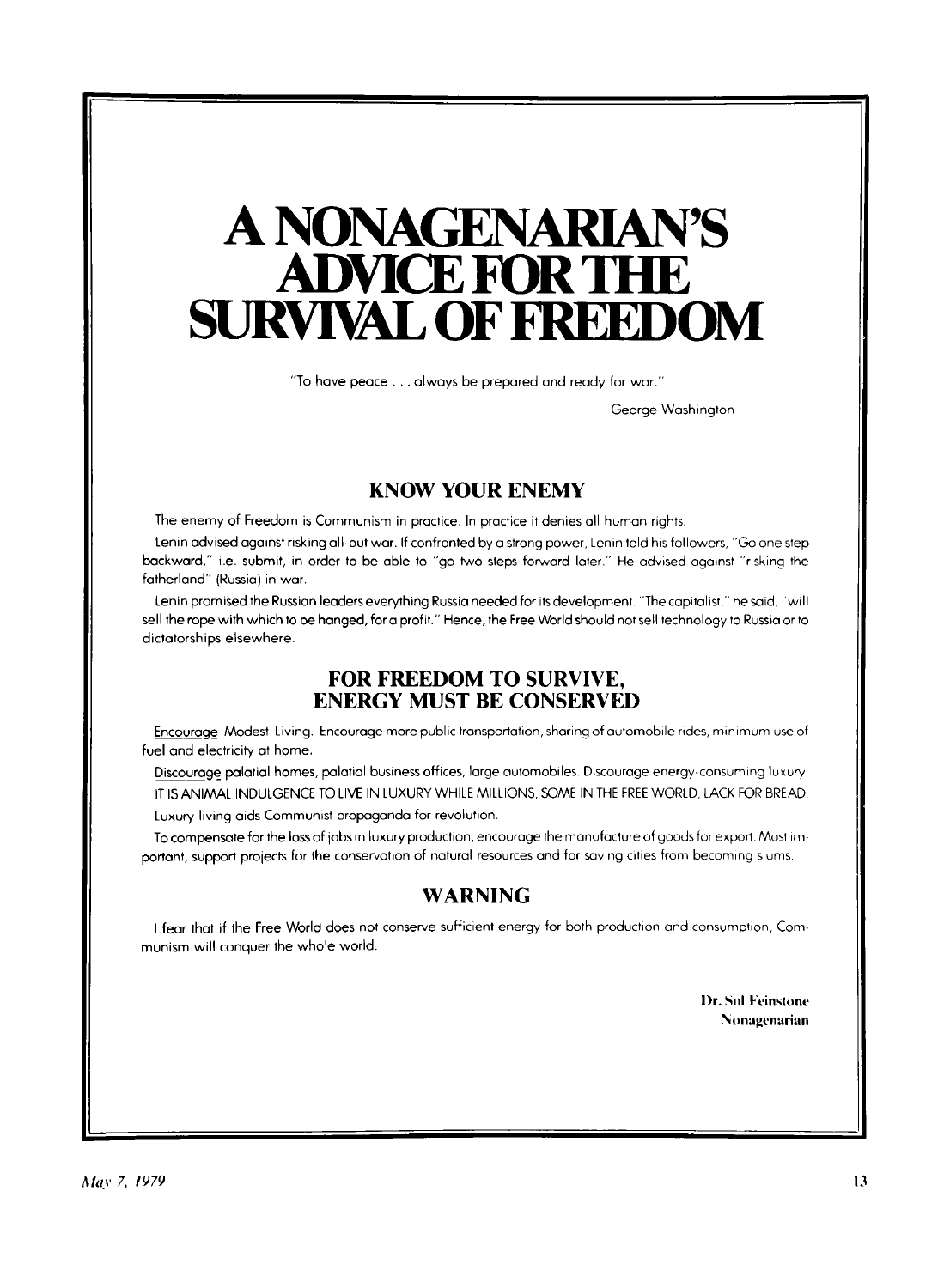# A NONAGENARIAN'S ADVICE FOR THE SURVIVAL OF FREEDOM

"To have peace . . . always be prepared and ready for war."

George Washington

## KNOW YOUR ENEMY

The enemy of Freedom is Communism in practice. In practice it denies all human rights.

Lenin advised against risking all-out war. If confronted by a strong power, Lenin told his followers, "Go one step backward," i.e. submit, in order to be able to "go two steps forward later." He advised against "risking the fatherland" (Russia) in war.

Lenin promised the Russian leaders everything Russia needed for its development. "The capitalist," he said, "will sell the rope with which to be hanged, for a profit." Hence, the Free World should not sell technology to Russia or to dictatorships elsewhere.

## FOR FREEDOM TO SURVIVE, ENERGY MUST BE CONSERVED

Encourage Modest Living. Encourage more public transportation, sharing of automobile rides, minimum use of fuel and electricity at home.

Discourage palatial homes, palatial business offices, large automobiles. Discourage energy-consuming luxury.

IT IS ANIMAL INDULGENCE TO LIVE IN LUXURY WHILE MILLIONS, SOME IN THE FREE WORLD, LACK FOR BREAD.

Luxury living aids Communist propaganda for revolution.

To compensate for the loss of jobs in luxury production, encourage the manufacture of goods for export. Most important, support projects for the conservation of natural resources and for saving cities from becoming slums.

## WARNING

I fear that if the Free World does not conserve sufficient energy for both production and consumption, Communism will conquer the whole world.

**Dr. Sol Feinstone**
**Nonagenarian**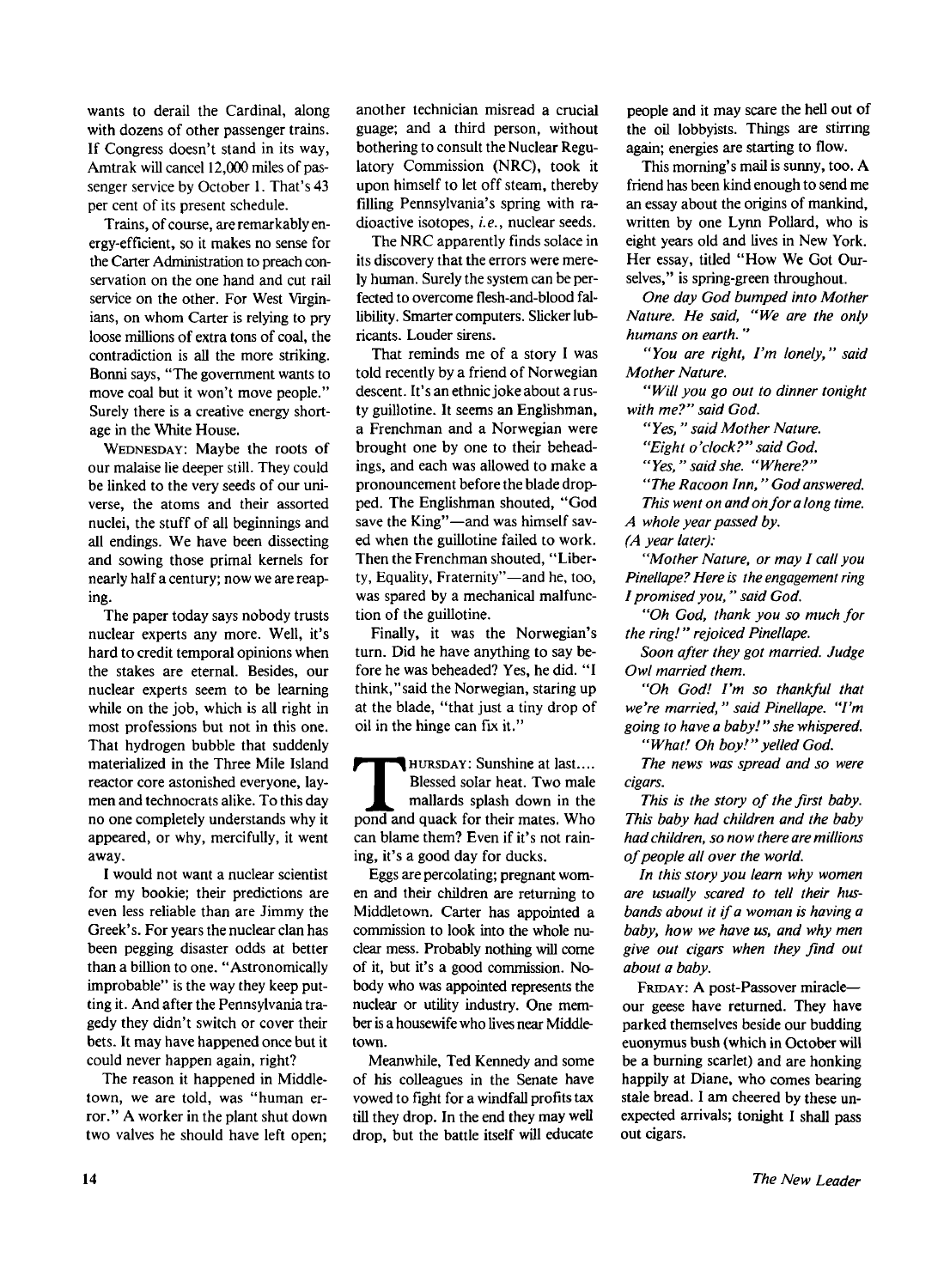wants to derail the Cardinal, along with dozens of other passenger trains. If Congress doesn't stand in its way, Amtrak will cancel 12,000 miles of passenger service by October 1. That's 43 per cent of its present schedule.

Trains, of course, are remarkably energy-efficient, so it makes no sense for the Carter Administration to preach conservation on the one hand and cut rail service on the other. For West Virginians, on whom Carter is relying to pry loose millions of extra tons of coal, the contradiction is all the more striking. Bonni says, "The government wants to move coal but it won't move people." Surely there is a creative energy shortage in the White House.

WEDNESDAY: Maybe the roots of our malaise lie deeper still. They could be linked to the very seeds of our universe, the atoms and their assorted nuclei, the stuff of all beginnings and all endings. We have been dissecting and sowing those primal kernels for nearly half a century; now we are reaping.

The paper today says nobody trusts nuclear experts any more. Well, it's hard to credit temporal opinions when the stakes are eternal. Besides, our nuclear experts seem to be learning while on the job, which is all right in most professions but not in this one. That hydrogen bubble that suddenly materialized in the Three Mile Island reactor core astonished everyone, laymen and technocrats alike. To this day no one completely understands why it appeared, or why, mercifully, it went away.

I would not want a nuclear scientist for my bookie; their predictions are even less reliable than are Jimmy the Greek's. For years the nuclear clan has been pegging disaster odds at better than a billion to one. "Astronomically improbable" is the way they keep putting it. And after the Pennsylvania tragedy they didn't switch or cover their bets. It may have happened once but it could never happen again, right?

The reason it happened in Middletown, we are told, was "human error." A worker in the plant shut down two valves he should have left open; another technician misread a crucial guage; and a third person, without bothering to consult the Nuclear Regulatory Commission (NRC), took it upon himself to let off steam, thereby filling Pennsylvania's spring with radioactive isotopes, *i.e.*, nuclear seeds.

The NRC apparently finds solace in its discovery that the errors were merely human. Surely the system can be perfected to overcome flesh-and-blood fallibility. Smarter computers. Slicker lubricants. Louder sirens.

That reminds me of a story I was told recently by a friend of Norwegian descent. It's an ethnic joke about a rusty guillotine. It seems an Englishman, a Frenchman and a Norwegian were brought one by one to their beheadings, and each was allowed to make a pronouncement before the blade dropped. The Englishman shouted, "God save the King"—and was himself saved when the guillotine failed to work. Then the Frenchman shouted, "Liberty, Equality, Fraternity"—and he, too, was spared by a mechanical malfunction of the guillotine.

Finally, it was the Norwegian's turn. Did he have anything to say before he was beheaded? Yes, he did. "I think," said the Norwegian, staring up at the blade, "that just a tiny drop of oil in the hinge can fix it."

THURSDAY: Sunshine at last.... Blessed solar heat. Two male mallards splash down in the pond and quack for their mates. Who can blame them? Even if it's not raining, it's a good day for ducks.

Eggs are percolating; pregnant women and their children are returning to Middletown. Carter has appointed a commission to look into the whole nuclear mess. Probably nothing will come of it, but it's a good commission. Nobody who was appointed represents the nuclear or utility industry. One member is a housewife who lives near Middletown.

Meanwhile, Ted Kennedy and some of his colleagues in the Senate have vowed to fight for a windfall profits tax till they drop. In the end they may well drop, but the battle itself will educate people and it may scare the hell out of the oil lobbyists. Things are stirring again; energies are starting to flow.

This morning's mail is sunny, too. A friend has been kind enough to send me an essay about the origins of mankind, written by one Lynn Pollard, who is eight years old and lives in New York. Her essay, titled "How We Got Ourselves," is spring-green throughout.

*One day God bumped into Mother Nature. He said, "We are the only humans on earth."*

*"You are right, I'm lonely," said Mother Nature.*

*"Will you go out to dinner tonight with me?" said God.*

*"Yes," said Mother Nature.*

*"Eight o'clock?" said God.*

*"Yes," said she. "Where?"*

*"The Racoon Inn," God answered.*

*This went on and on for a long time. A whole year passed by.*

*(A year later):*

*"Mother Nature, or may I call you Pinellape? Here is the engagement ring I promised you," said God.*

*"Oh God, thank you so much for the ring!" rejoiced Pinellape.*

*Soon after they got married. Judge Owl married them.*

*"Oh God! I'm so thankful that we're married," said Pinellape. "I'm going to have a baby!" she whispered.*

*"What! Oh boy!" yelled God.*

*The news was spread and so were cigars.*

*This is the story of the first baby. This baby had children and the baby had children, so now there are millions of people all over the world.*

*In this story you learn why women are usually scared to tell their husbands about it if a woman is having a baby, how we have us, and why men give out cigars when they find out about a baby.*

FRIDAY: A post-Passover miracle—our geese have returned. They have parked themselves beside our budding euonymus bush (which in October will be a burning scarlet) and are honking happily at Diane, who comes bearing stale bread. I am cheered by these unexpected arrivals; tonight I shall pass out cigars.